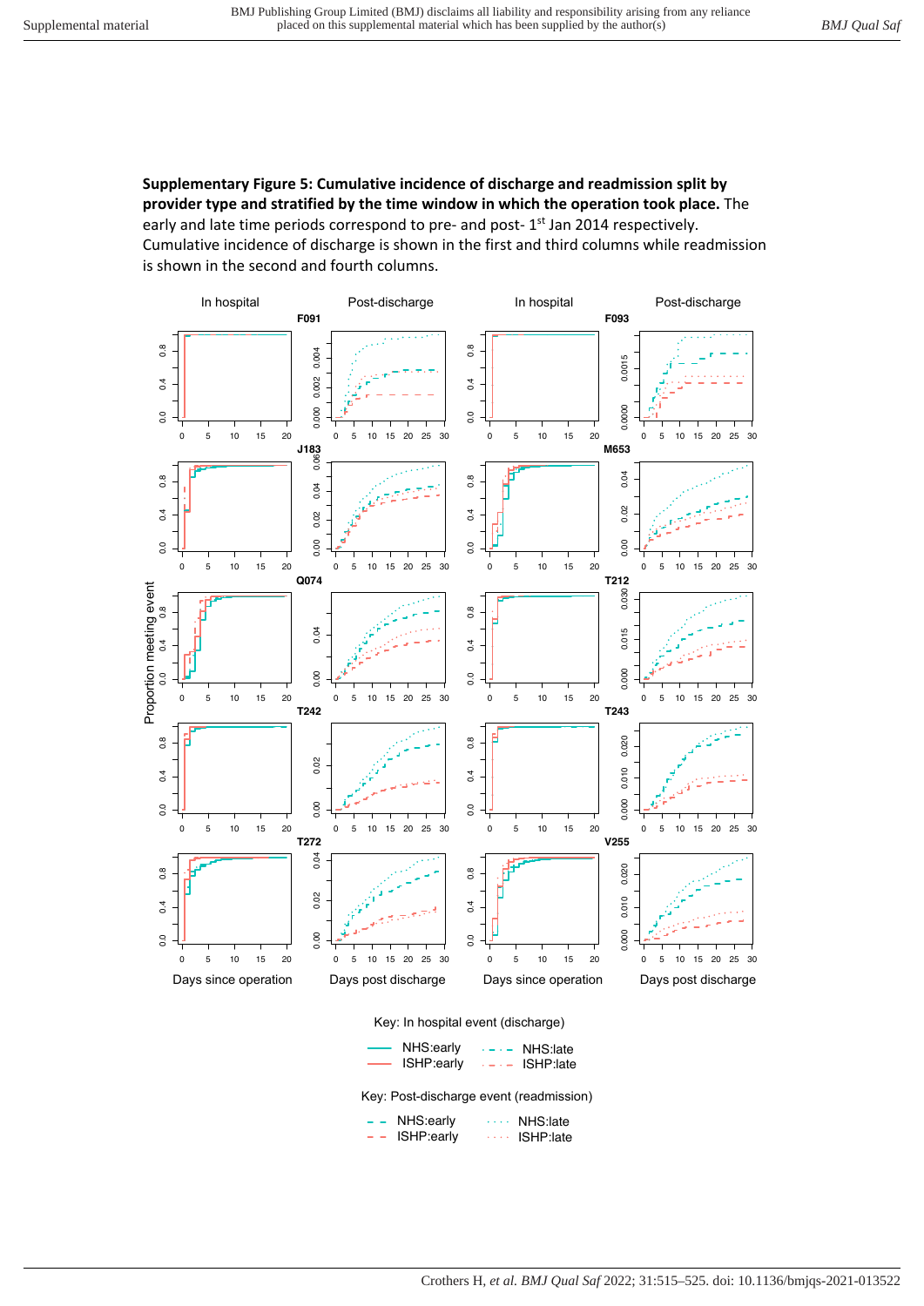**Supplementary Figure 5: Cumulative incidence of discharge and readmission split by provider type and stratified by the time window in which the operation took place.** The early and late time periods correspond to pre- and post- 1st Jan 2014 respectively. Cumulative incidence of discharge is shown in the first and third columns while readmission is shown in the second and fourth columns.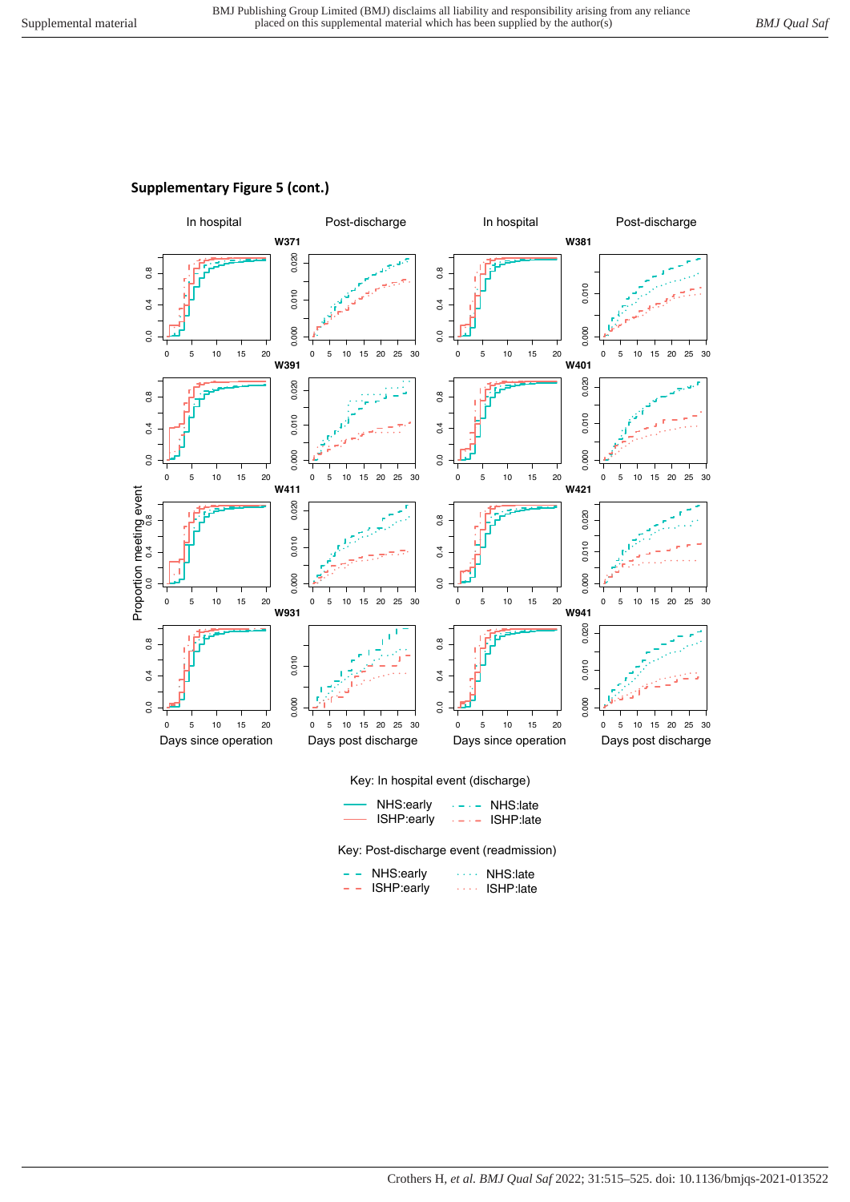**Supplementary Figure 5 (cont.)**

In hospital

Post-discharge

In hospital

Post-discharge

W371

W381

W391

W401

W411

W421

W931

W941

Proportion meeting event

0.0
0.4
0.8

0.000
0.010
0.020

0 5 10 15 20

0 5 10 15 20 25 30

Days since operation

Days post discharge

Days since operation

Days post discharge

Key: In hospital event (discharge)

NHS:early
ISHP:early
NHS:late
ISHP:late

Key: Post-discharge event (readmission)

NHS:early
ISHP:early
NHS:late
ISHP:late